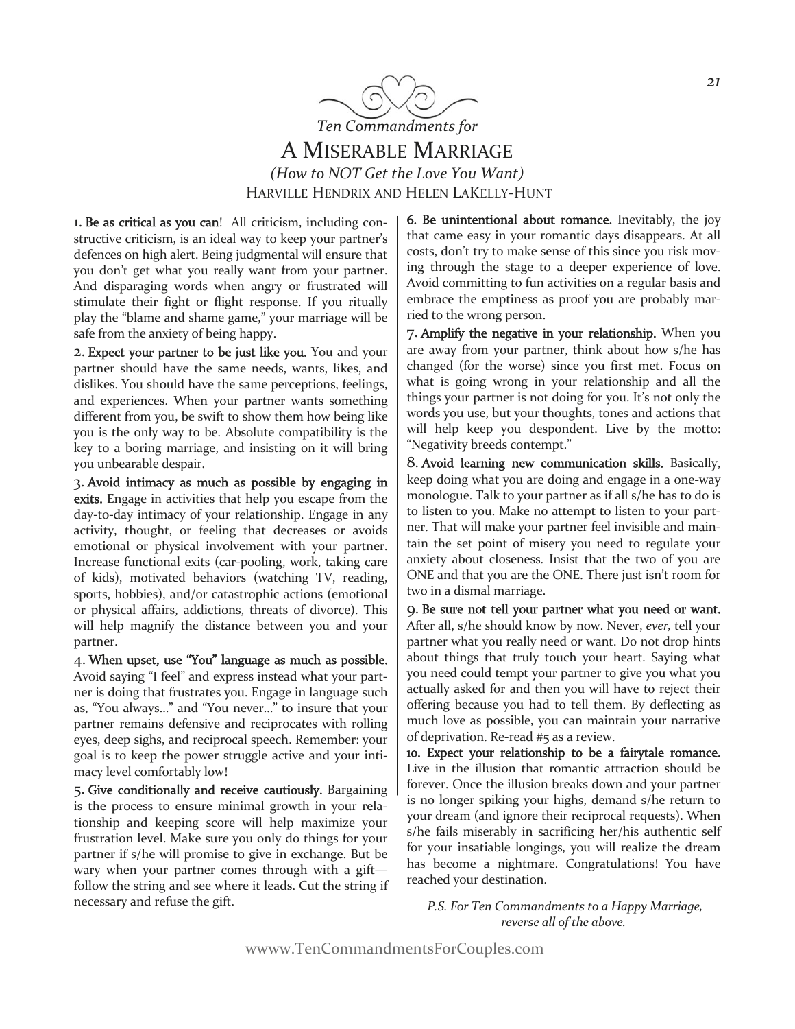*Ten Commandments for*

# A Miserable Marriage

*(How to NOT Get the Love You Want)*

HARVILLE HENDRIX AND HELEN LAKELLY-HUNT

**1. Be as critical as you can**! All criticism, including constructive criticism, is an ideal way to keep your partner's defences on high alert. Being judgmental will ensure that you don't get what you really want from your partner. And disparaging words when angry or frustrated will stimulate their fight or flight response. If you ritually play the "blame and shame game," your marriage will be safe from the anxiety of being happy.

**2. Expect your partner to be just like you.** You and your partner should have the same needs, wants, likes, and dislikes. You should have the same perceptions, feelings, and experiences. When your partner wants something different from you, be swift to show them how being like you is the only way to be. Absolute compatibility is the key to a boring marriage, and insisting on it will bring you unbearable despair.

**3. Avoid intimacy as much as possible by engaging in exits.** Engage in activities that help you escape from the day-to-day intimacy of your relationship. Engage in any activity, thought, or feeling that decreases or avoids emotional or physical involvement with your partner. Increase functional exits (car-pooling, work, taking care of kids), motivated behaviors (watching TV, reading, sports, hobbies), and/or catastrophic actions (emotional or physical affairs, addictions, threats of divorce). This will help magnify the distance between you and your partner.

**4. When upset, use "You" language as much as possible.** Avoid saying "I feel" and express instead what your partner is doing that frustrates you. Engage in language such as, "You always..." and "You never..." to insure that your partner remains defensive and reciprocates with rolling eyes, deep sighs, and reciprocal speech. Remember: your goal is to keep the power struggle active and your intimacy level comfortably low!

**5. Give conditionally and receive cautiously.** Bargaining is the process to ensure minimal growth in your relationship and keeping score will help maximize your frustration level. Make sure you only do things for your partner if s/he will promise to give in exchange. But be wary when your partner comes through with a gift—follow the string and see where it leads. Cut the string if necessary and refuse the gift.

**6. Be unintentional about romance.** Inevitably, the joy that came easy in your romantic days disappears. At all costs, don't try to make sense of this since you risk moving through the stage to a deeper experience of love. Avoid committing to fun activities on a regular basis and embrace the emptiness as proof you are probably married to the wrong person.

**7. Amplify the negative in your relationship.** When you are away from your partner, think about how s/he has changed (for the worse) since you first met. Focus on what is going wrong in your relationship and all the things your partner is not doing for you. It's not only the words you use, but your thoughts, tones and actions that will help keep you despondent. Live by the motto: "Negativity breeds contempt."

**8. Avoid learning new communication skills.** Basically, keep doing what you are doing and engage in a one-way monologue. Talk to your partner as if all s/he has to do is to listen to you. Make no attempt to listen to your partner. That will make your partner feel invisible and maintain the set point of misery you need to regulate your anxiety about closeness. Insist that the two of you are ONE and that you are the ONE. There just isn't room for two in a dismal marriage.

**9. Be sure not tell your partner what you need or want.** After all, s/he should know by now. Never, *ever,* tell your partner what you really need or want. Do not drop hints about things that truly touch your heart. Saying what you need could tempt your partner to give you what you actually asked for and then you will have to reject their offering because you had to tell them. By deflecting as much love as possible, you can maintain your narrative of deprivation. Re-read #5 as a review.

**10. Expect your relationship to be a fairytale romance.** Live in the illusion that romantic attraction should be forever. Once the illusion breaks down and your partner is no longer spiking your highs, demand s/he return to your dream (and ignore their reciprocal requests). When s/he fails miserably in sacrificing her/his authentic self for your insatiable longings, you will realize the dream has become a nightmare. Congratulations! You have reached your destination.

*P.S. For Ten Commandments to a Happy Marriage, reverse all of the above.*

www.TenCommandmentsForCouples.com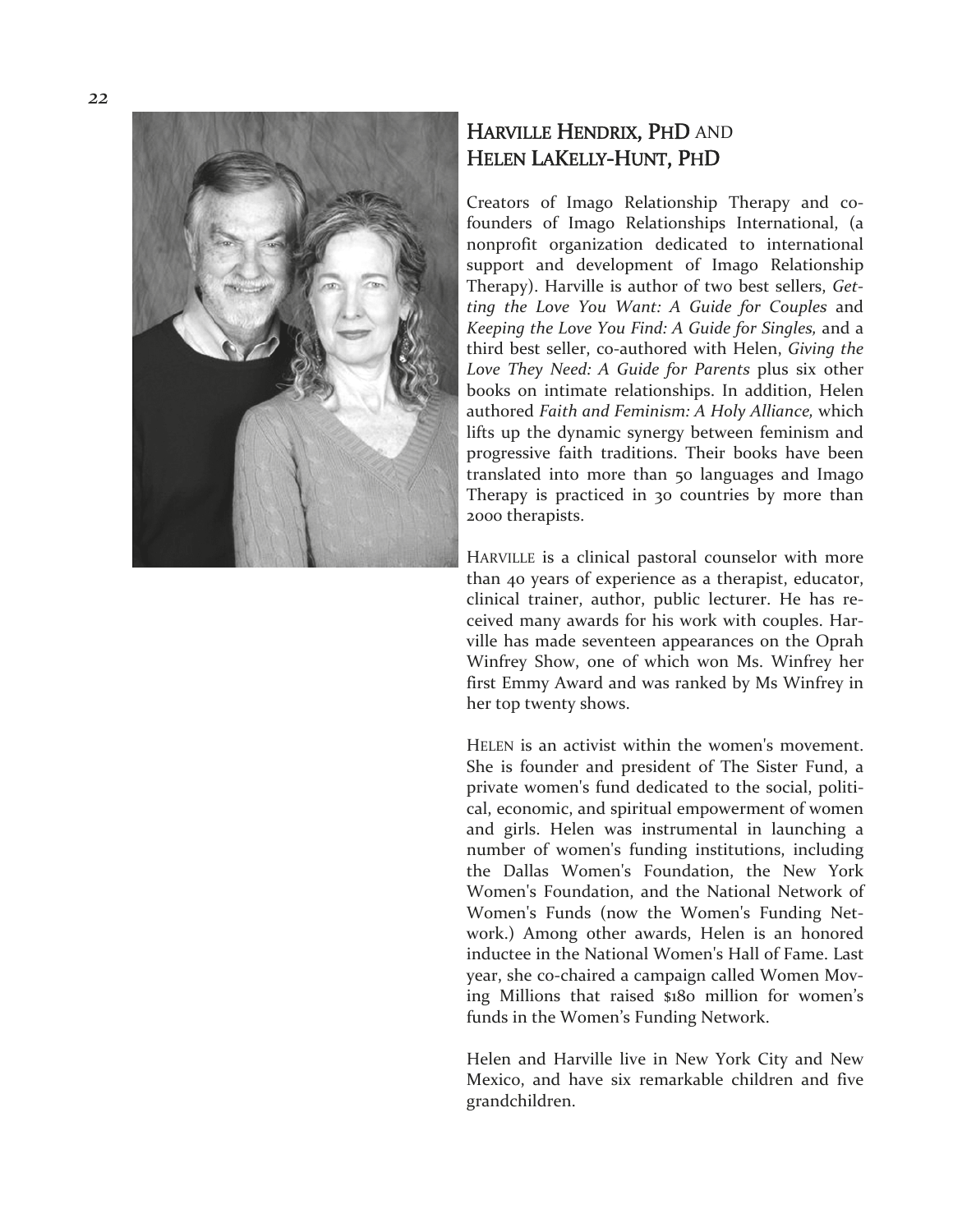## Harville Hendrix, PhD and Helen LaKelly-Hunt, PhD

Creators of Imago Relationship Therapy and co-founders of Imago Relationships International, (a nonprofit organization dedicated to international support and development of Imago Relationship Therapy). Harville is author of two best sellers, *Getting the Love You Want: A Guide for Couples* and *Keeping the Love You Find: A Guide for Singles,* and a third best seller, co-authored with Helen, *Giving the Love They Need: A Guide for Parents* plus six other books on intimate relationships. In addition, Helen authored *Faith and Feminism: A Holy Alliance,* which lifts up the dynamic synergy between feminism and progressive faith traditions. Their books have been translated into more than 50 languages and Imago Therapy is practiced in 30 countries by more than 2000 therapists.

Harville is a clinical pastoral counselor with more than 40 years of experience as a therapist, educator, clinical trainer, author, public lecturer. He has received many awards for his work with couples. Harville has made seventeen appearances on the Oprah Winfrey Show, one of which won Ms. Winfrey her first Emmy Award and was ranked by Ms Winfrey in her top twenty shows.

Helen is an activist within the women's movement. She is founder and president of The Sister Fund, a private women's fund dedicated to the social, political, economic, and spiritual empowerment of women and girls. Helen was instrumental in launching a number of women's funding institutions, including the Dallas Women's Foundation, the New York Women's Foundation, and the National Network of Women's Funds (now the Women's Funding Network.) Among other awards, Helen is an honored inductee in the National Women's Hall of Fame. Last year, she co-chaired a campaign called Women Moving Millions that raised $180 million for women's funds in the Women's Funding Network.

Helen and Harville live in New York City and New Mexico, and have six remarkable children and five grandchildren.